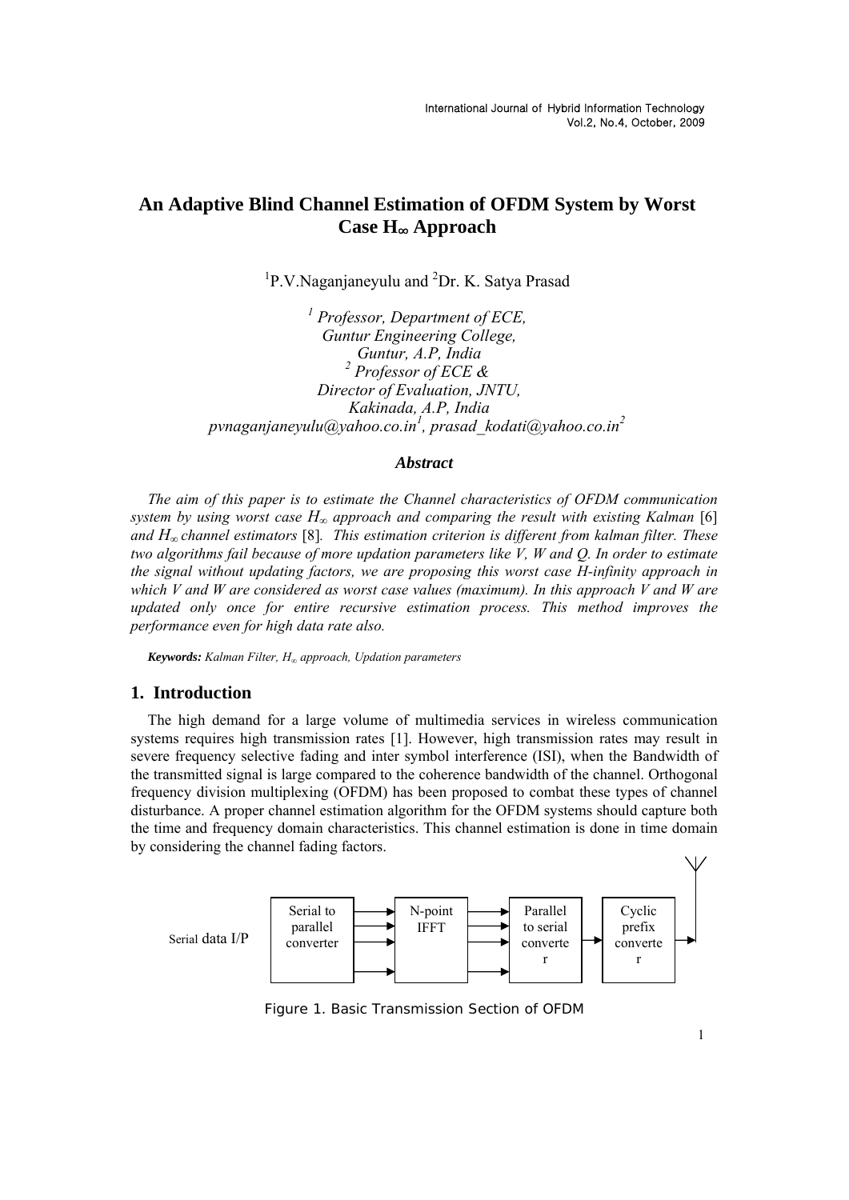# An Adaptive Blind Channel Estimation of OFDM System by Worst Case $H_\infty$ Approach

[1]P.V.Naganjaneyulu and [2]Dr. K. Satya Prasad

[1] *Professor, Department of ECE,*
*Guntur Engineering College,*
*Guntur, A.P, India*
[2] *Professor of ECE &*
*Director of Evaluation, JNTU,*
*Kakinada, A.P, India*
*pvnaganjaneyulu@yahoo.co.in[1], prasad_kodati@yahoo.co.in[2]*

### *Abstract*

*The aim of this paper is to estimate the Channel characteristics of OFDM communication system by using worst case $H_\infty$ approach and comparing the result with existing Kalman* [6] *and $H_\infty$ channel estimators* [8]*. This estimation criterion is different from kalman filter. These two algorithms fail because of more updation parameters like V, W and Q. In order to estimate the signal without updating factors, we are proposing this worst case H-infinity approach in which V and W are considered as worst case values (maximum). In this approach V and W are updated only once for entire recursive estimation process. This method improves the performance even for high data rate also.*

***Keywords:*** *Kalman Filter, $H_\infty$ approach, Updation parameters*

## 1. Introduction

The high demand for a large volume of multimedia services in wireless communication systems requires high transmission rates [1]. However, high transmission rates may result in severe frequency selective fading and inter symbol interference (ISI), when the Bandwidth of the transmitted signal is large compared to the coherence bandwidth of the channel. Orthogonal frequency division multiplexing (OFDM) has been proposed to combat these types of channel disturbance. A proper channel estimation algorithm for the OFDM systems should capture both the time and frequency domain characteristics. This channel estimation is done in time domain by considering the channel fading factors.

Serial data I/P → Serial to parallel converter → N-point IFFT → Parallel to serial converter → Cyclic prefix converter

Figure 1. Basic Transmission Section of OFDM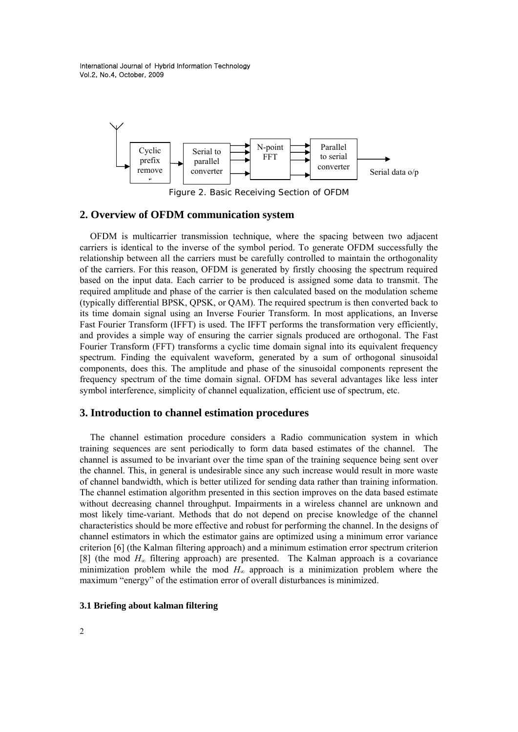Cyclic prefix remover

Serial to parallel converter

N-point FFT

Parallel to serial converter

Serial data o/p

Figure 2. Basic Receiving Section of OFDM

## 2. Overview of OFDM communication system

OFDM is multicarrier transmission technique, where the spacing between two adjacent carriers is identical to the inverse of the symbol period. To generate OFDM successfully the relationship between all the carriers must be carefully controlled to maintain the orthogonality of the carriers. For this reason, OFDM is generated by firstly choosing the spectrum required based on the input data. Each carrier to be produced is assigned some data to transmit. The required amplitude and phase of the carrier is then calculated based on the modulation scheme (typically differential BPSK, QPSK, or QAM). The required spectrum is then converted back to its time domain signal using an Inverse Fourier Transform. In most applications, an Inverse Fast Fourier Transform (IFFT) is used. The IFFT performs the transformation very efficiently, and provides a simple way of ensuring the carrier signals produced are orthogonal. The Fast Fourier Transform (FFT) transforms a cyclic time domain signal into its equivalent frequency spectrum. Finding the equivalent waveform, generated by a sum of orthogonal sinusoidal components, does this. The amplitude and phase of the sinusoidal components represent the frequency spectrum of the time domain signal. OFDM has several advantages like less inter symbol interference, simplicity of channel equalization, efficient use of spectrum, etc.

## 3. Introduction to channel estimation procedures

The channel estimation procedure considers a Radio communication system in which training sequences are sent periodically to form data based estimates of the channel. The channel is assumed to be invariant over the time span of the training sequence being sent over the channel. This, in general is undesirable since any such increase would result in more waste of channel bandwidth, which is better utilized for sending data rather than training information. The channel estimation algorithm presented in this section improves on the data based estimate without decreasing channel throughput. Impairments in a wireless channel are unknown and most likely time-variant. Methods that do not depend on precise knowledge of the channel characteristics should be more effective and robust for performing the channel. In the designs of channel estimators in which the estimator gains are optimized using a minimum error variance criterion [6] (the Kalman filtering approach) and a minimum estimation error spectrum criterion [8] (the mod $H_\infty$ filtering approach) are presented. The Kalman approach is a covariance minimization problem while the mod $H_\infty$ approach is a minimization problem where the maximum "energy" of the estimation error of overall disturbances is minimized.

### 3.1 Briefing about kalman filtering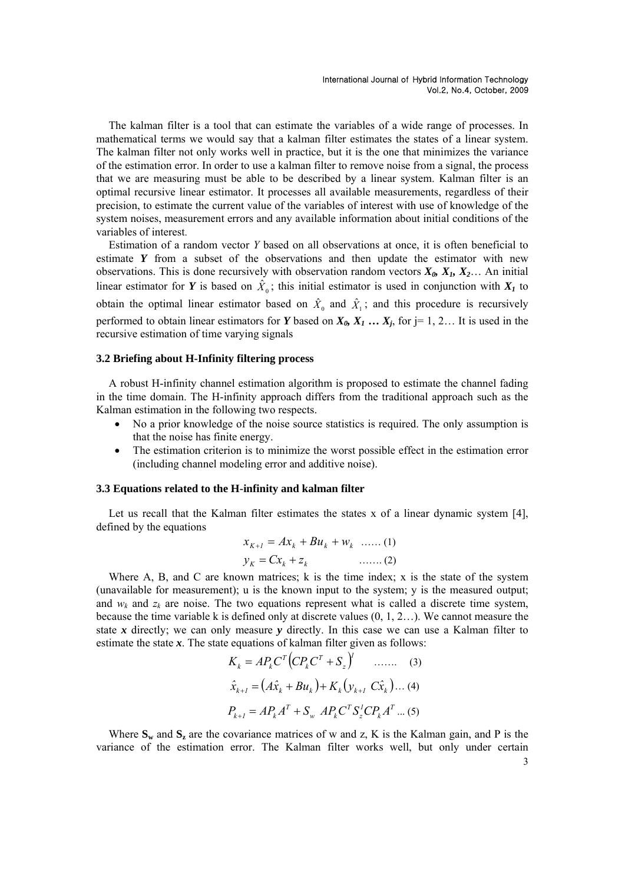The kalman filter is a tool that can estimate the variables of a wide range of processes. In mathematical terms we would say that a kalman filter estimates the states of a linear system. The kalman filter not only works well in practice, but it is the one that minimizes the variance of the estimation error. In order to use a kalman filter to remove noise from a signal, the process that we are measuring must be able to be described by a linear system. Kalman filter is an optimal recursive linear estimator. It processes all available measurements, regardless of their precision, to estimate the current value of the variables of interest with use of knowledge of the system noises, measurement errors and any available information about initial conditions of the variables of interest.

Estimation of a random vector *Y* based on all observations at once, it is often beneficial to estimate ***Y*** from a subset of the observations and then update the estimator with new observations. This is done recursively with observation random vectors $X_0, X_1, X_2$… An initial linear estimator for ***Y*** is based on $\hat{X}_0$; this initial estimator is used in conjunction with $X_1$ to obtain the optimal linear estimator based on $\hat{X}_0$ and $\hat{X}_1$; and this procedure is recursively performed to obtain linear estimators for ***Y*** based on $X_0, X_1 \ldots X_j$, for j= 1, 2… It is used in the recursive estimation of time varying signals

### 3.2 Briefing about H-Infinity filtering process

A robust H-infinity channel estimation algorithm is proposed to estimate the channel fading in the time domain. The H-infinity approach differs from the traditional approach such as the Kalman estimation in the following two respects.

- No a prior knowledge of the noise source statistics is required. The only assumption is that the noise has finite energy.
- The estimation criterion is to minimize the worst possible effect in the estimation error (including channel modeling error and additive noise).

### 3.3 Equations related to the H-infinity and kalman filter

Let us recall that the Kalman filter estimates the states x of a linear dynamic system [4], defined by the equations

$$x_{K+1} = Ax_k + Bu_k + w_k \quad \ldots\ldots (1)$$

$$y_K = Cx_k + z_k \quad \ldots\ldots (2)$$

Where A, B, and C are known matrices; k is the time index; x is the state of the system (unavailable for measurement); u is the known input to the system; y is the measured output; and $w_k$ and $z_k$ are noise. The two equations represent what is called a discrete time system, because the time variable k is defined only at discrete values (0, 1, 2…). We cannot measure the state ***x*** directly; we can only measure ***y*** directly. In this case we can use a Kalman filter to estimate the state ***x***. The state equations of kalman filter given as follows:

$$K_k = AP_kC^T\left(CP_kC^T + S_z\right)^{1} \quad \ldots\ldots \quad (3)$$

$$\hat{x}_{k+1} = \left(A\hat{x}_k + Bu_k\right) + K_k\left(y_{k+1} \ C\hat{x}_k\right) \ldots (4)$$

$$P_{k+1} = AP_kA^T + S_w \ AP_kC^TS_z^{1}CP_kA^T \ldots (5)$$

Where $\mathbf{S_w}$ and $\mathbf{S_z}$ are the covariance matrices of w and z, K is the Kalman gain, and P is the variance of the estimation error. The Kalman filter works well, but only under certain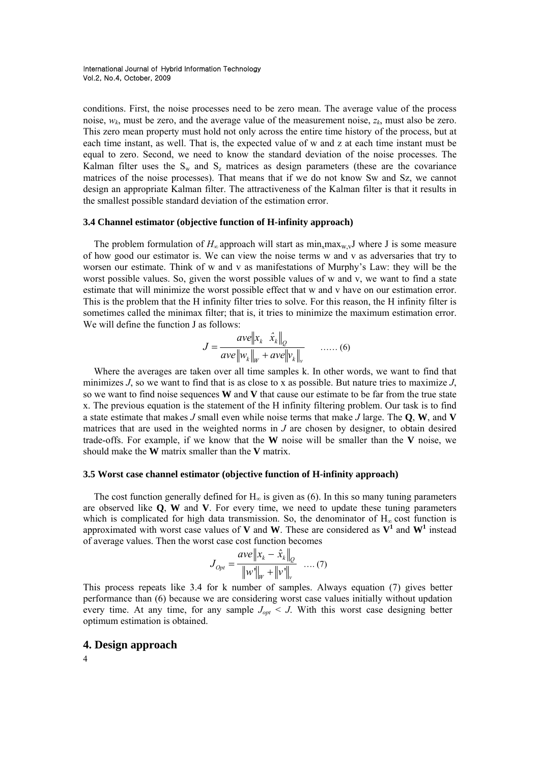conditions. First, the noise processes need to be zero mean. The average value of the process noise, $w_k$, must be zero, and the average value of the measurement noise, $z_k$, must also be zero. This zero mean property must hold not only across the entire time history of the process, but at each time instant, as well. That is, the expected value of w and z at each time instant must be equal to zero. Second, we need to know the standard deviation of the noise processes. The Kalman filter uses the $S_w$ and $S_z$ matrices as design parameters (these are the covariance matrices of the noise processes). That means that if we do not know Sw and Sz, we cannot design an appropriate Kalman filter. The attractiveness of the Kalman filter is that it results in the smallest possible standard deviation of the estimation error.

### 3.4 Channel estimator (objective function of H-infinity approach)

The problem formulation of $H_\infty$ approach will start as $\min_x \max_{w,v} J$ where J is some measure of how good our estimator is. We can view the noise terms w and v as adversaries that try to worsen our estimate. Think of w and v as manifestations of Murphy's Law: they will be the worst possible values. So, given the worst possible values of w and v, we want to find a state estimate that will minimize the worst possible effect that w and v have on our estimation error. This is the problem that the H infinity filter tries to solve. For this reason, the H infinity filter is sometimes called the minimax filter; that is, it tries to minimize the maximum estimation error. We will define the function J as follows:

$$J = \frac{ave\left\|x_k \quad \hat{x}_k\right\|_Q}{ave\left\|w_k\right\|_W + ave\left\|v_k\right\|_v} \qquad \ldots\ldots (6)$$

Where the averages are taken over all time samples k. In other words, we want to find that minimizes *J*, so we want to find that is as close to x as possible. But nature tries to maximize *J*, so we want to find noise sequences **W** and **V** that cause our estimate to be far from the true state x. The previous equation is the statement of the H infinity filtering problem. Our task is to find a state estimate that makes *J* small even while noise terms that make *J* large. The **Q**, **W**, and **V** matrices that are used in the weighted norms in *J* are chosen by designer, to obtain desired trade-offs. For example, if we know that the **W** noise will be smaller than the **V** noise, we should make the **W** matrix smaller than the **V** matrix.

### 3.5 Worst case channel estimator (objective function of H-infinity approach)

The cost function generally defined for $H_\infty$ is given as (6). In this so many tuning parameters are observed like **Q**, **W** and **V**. For every time, we need to update these tuning parameters which is complicated for high data transmission. So, the denominator of $H_\infty$ cost function is approximated with worst case values of **V** and **W**. These are considered as $\mathbf{V^1}$ and $\mathbf{W^1}$ instead of average values. Then the worst case cost function becomes

$$J_{Opt} = \frac{ave\left\|x_k - \hat{x}_k\right\|_Q}{\left\|w'\right\|_W + \left\|v'\right\|_v} \quad \ldots. (7)$$

This process repeats like 3.4 for k number of samples. Always equation (7) gives better performance than (6) because we are considering worst case values initially without updation every time. At any time, for any sample $J_{opt} < J$. With this worst case designing better optimum estimation is obtained.

## 4. Design approach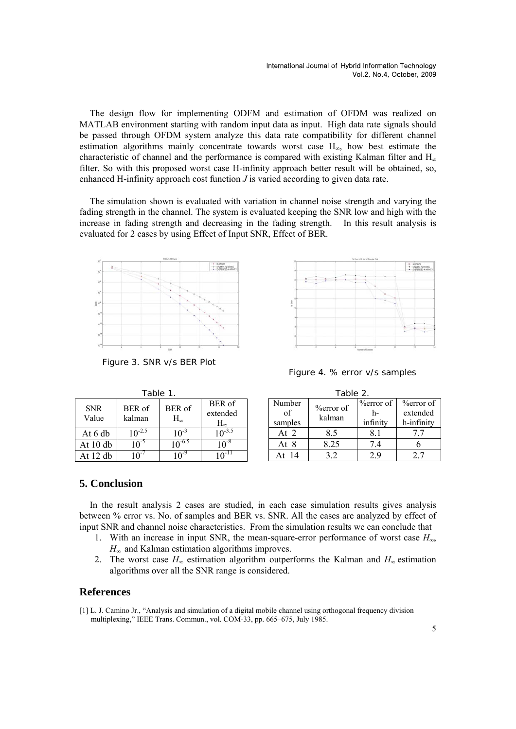The design flow for implementing ODFM and estimation of OFDM was realized on MATLAB environment starting with random input data as input. High data rate signals should be passed through OFDM system analyze this data rate compatibility for different channel estimation algorithms mainly concentrate towards worst case $H_\infty$, how best estimate the characteristic of channel and the performance is compared with existing Kalman filter and $H_\infty$ filter. So with this proposed worst case H-infinity approach better result will be obtained, so, enhanced H-infinity approach cost function $J$ is varied according to given data rate.

The simulation shown is evaluated with variation in channel noise strength and varying the fading strength in the channel. The system is evaluated keeping the SNR low and high with the increase in fading strength and decreasing in the fading strength. In this result analysis is evaluated for 2 cases by using Effect of Input SNR, Effect of BER.

Figure 3. SNR v/s BER Plot

Figure 4. % error v/s samples

Table 1.

| SNR Value | BER of kalman | BER of $H_\infty$ | BER of extended $H_\infty$ |
|---|---|---|---|
| At 6 db | $10^{-2.5}$ | $10^{-3}$ | $10^{-3.5}$ |
| At 10 db | $10^{-5}$ | $10^{-6.5}$ | $10^{-8}$ |
| At 12 db | $10^{-7}$ | $10^{-9}$ | $10^{-11}$ |

Table 2.

| Number of samples | %error of kalman | %error of h-infinity | %error of extended h-infinity |
|---|---|---|---|
| At 2 | 8.5 | 8.1 | 7.7 |
| At 8 | 8.25 | 7.4 | 6 |
| At 14 | 3.2 | 2.9 | 2.7 |

## 5. Conclusion

In the result analysis 2 cases are studied, in each case simulation results gives analysis between % error vs. No. of samples and BER vs. SNR. All the cases are analyzed by effect of input SNR and channel noise characteristics. From the simulation results we can conclude that

1. With an increase in input SNR, the mean-square-error performance of worst case $H_\infty$, $H_\infty$ and Kalman estimation algorithms improves.
2. The worst case $H_\infty$ estimation algorithm outperforms the Kalman and $H_\infty$ estimation algorithms over all the SNR range is considered.

## References

[1] L. J. Camino Jr., "Analysis and simulation of a digital mobile channel using orthogonal frequency division multiplexing," IEEE Trans. Commun., vol. COM-33, pp. 665–675, July 1985.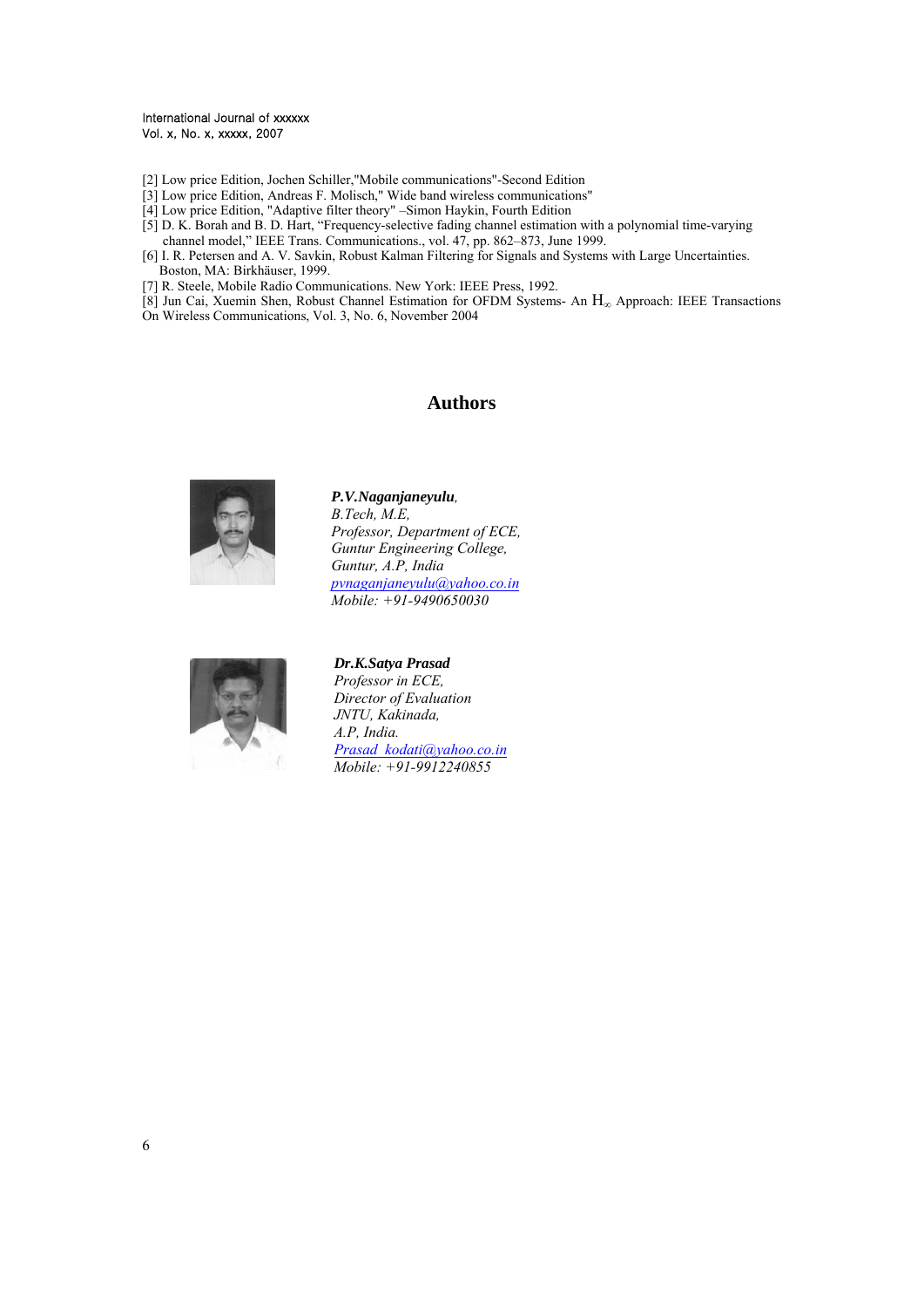[2] Low price Edition, Jochen Schiller,"Mobile communications"-Second Edition
[3] Low price Edition, Andreas F. Molisch," Wide band wireless communications"
[4] Low price Edition, "Adaptive filter theory" –Simon Haykin, Fourth Edition
[5] D. K. Borah and B. D. Hart, "Frequency-selective fading channel estimation with a polynomial time-varying channel model," IEEE Trans. Communications., vol. 47, pp. 862–873, June 1999.
[6] I. R. Petersen and A. V. Savkin, Robust Kalman Filtering for Signals and Systems with Large Uncertainties. Boston, MA: Birkhäuser, 1999.
[7] R. Steele, Mobile Radio Communications. New York: IEEE Press, 1992.
[8] Jun Cai, Xuemin Shen, Robust Channel Estimation for OFDM Systems- An $H_\infty$ Approach: IEEE Transactions On Wireless Communications, Vol. 3, No. 6, November 2004

# Authors

***P.V.Naganjaneyulu***,
*B.Tech, M.E,*
*Professor, Department of ECE,*
*Guntur Engineering College,*
*Guntur, A.P, India*
*pvnaganjaneyulu@yahoo.co.in*
*Mobile: +91-9490650030*

***Dr.K.Satya Prasad***
*Professor in ECE,*
*Director of Evaluation*
*JNTU, Kakinada,*
*A.P, India.*
*Prasad_kodati@yahoo.co.in*
*Mobile: +91-9912240855*